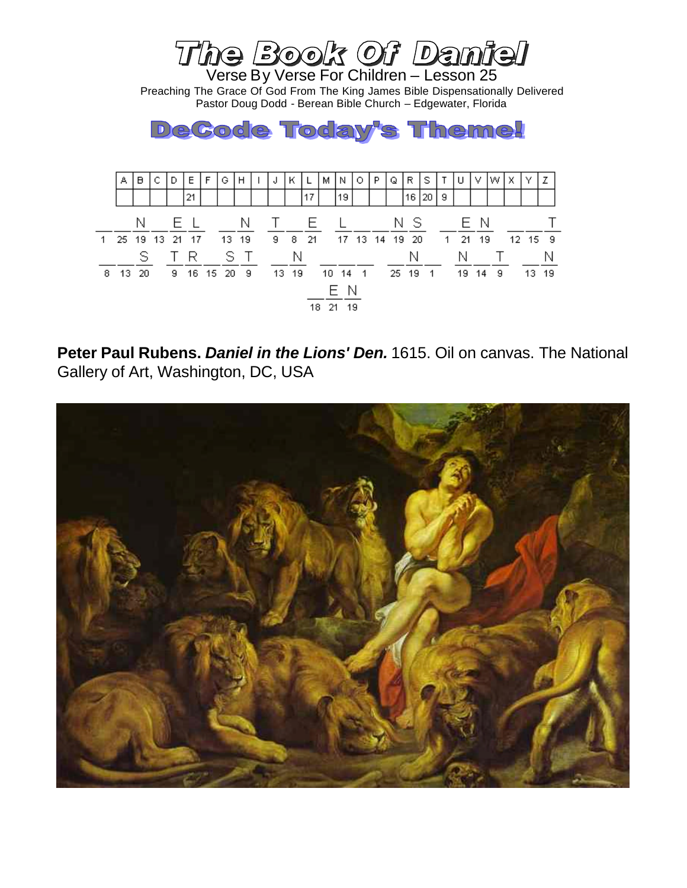# The Book Of Daniel

Verse By Verse For Children – Lesson 25

Preaching The Grace Of God From The King James Bible Dispensationally Delivered

Pastor Doug Dodd - Berean Bible Church – Edgewater, Florida

## DeCode Today's Theme!

| A | B | C | D | E | F | G | H | I | J | K | L | M | N | O | P | Q | R | S | T | U | V | W | X | Y | Z |
|---|---|---|---|---|---|---|---|---|---|---|---|---|---|---|---|---|---|---|---|---|---|---|---|---|---|
| | | | | 21 | | | | | | | 17 | | 19 | | | | 16 | 20 | 9 | | | | | | |

\_ \_ N \_ E L &nbsp; \_ N &nbsp; T \_ E &nbsp; L \_ \_ N S &nbsp; \_ E N &nbsp; \_ \_ T
1 25 19 13 21 17 &nbsp; 13 19 &nbsp; 9 8 21 &nbsp; 17 13 14 19 20 &nbsp; 1 21 19 &nbsp; 12 15 9

\_ \_ S &nbsp; T R \_ S T &nbsp; \_ N &nbsp; \_ \_ \_ &nbsp; \_ N \_ &nbsp; N \_ T &nbsp; \_ N
8 13 20 &nbsp; 9 16 15 20 9 &nbsp; 13 19 &nbsp; 10 14 1 &nbsp; 25 19 1 &nbsp; 19 14 9 &nbsp; 13 19

\_ E N
18 21 19

**Peter Paul Rubens. *Daniel in the Lions' Den.*** 1615. Oil on canvas. The National Gallery of Art, Washington, DC, USA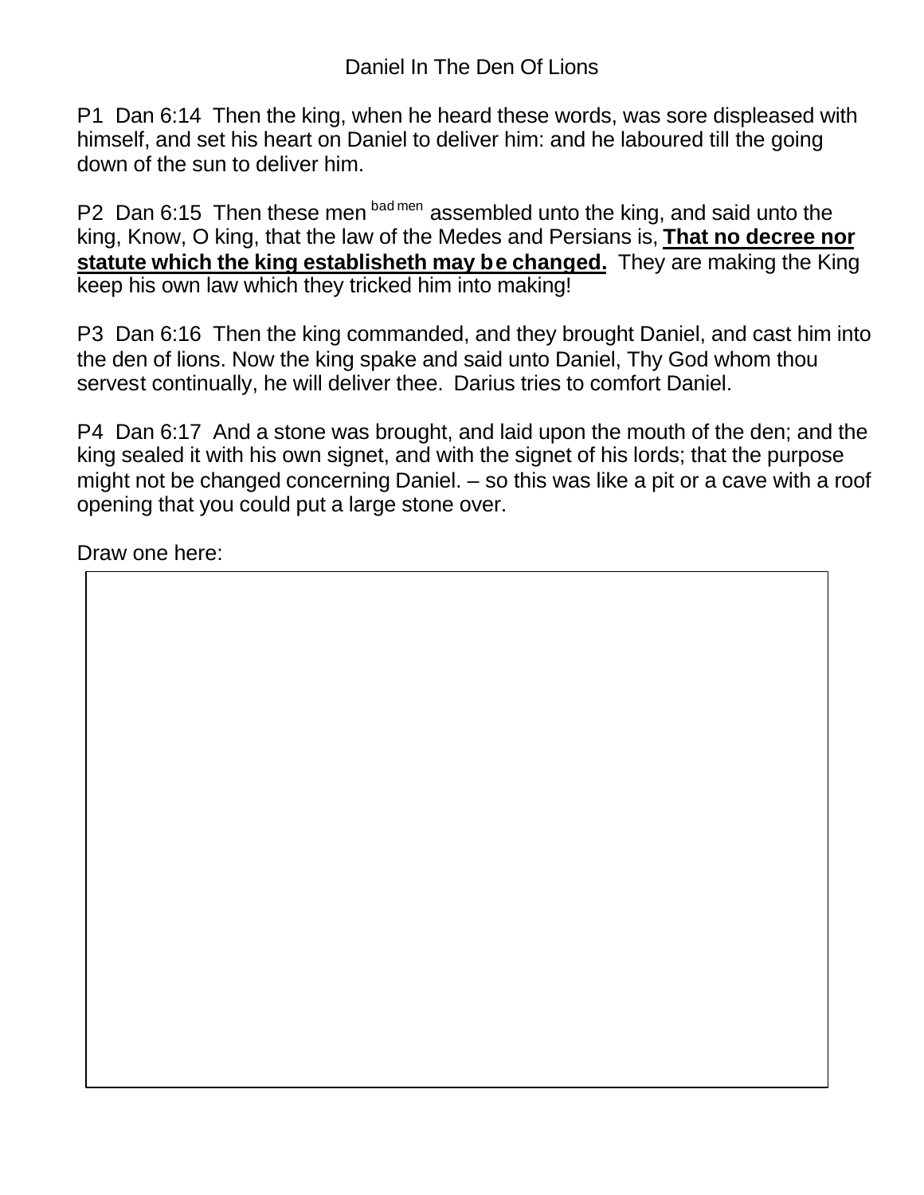Daniel In The Den Of Lions

P1 Dan 6:14 Then the king, when he heard these words, was sore displeased with himself, and set his heart on Daniel to deliver him: and he laboured till the going down of the sun to deliver him.

P2 Dan 6:15 Then these men [bad men] assembled unto the king, and said unto the king, Know, O king, that the law of the Medes and Persians is, **That no decree nor statute which the king establisheth may be changed.** They are making the King keep his own law which they tricked him into making!

P3 Dan 6:16 Then the king commanded, and they brought Daniel, and cast him into the den of lions. Now the king spake and said unto Daniel, Thy God whom thou servest continually, he will deliver thee. Darius tries to comfort Daniel.

P4 Dan 6:17 And a stone was brought, and laid upon the mouth of the den; and the king sealed it with his own signet, and with the signet of his lords; that the purpose might not be changed concerning Daniel. – so this was like a pit or a cave with a roof opening that you could put a large stone over.

Draw one here: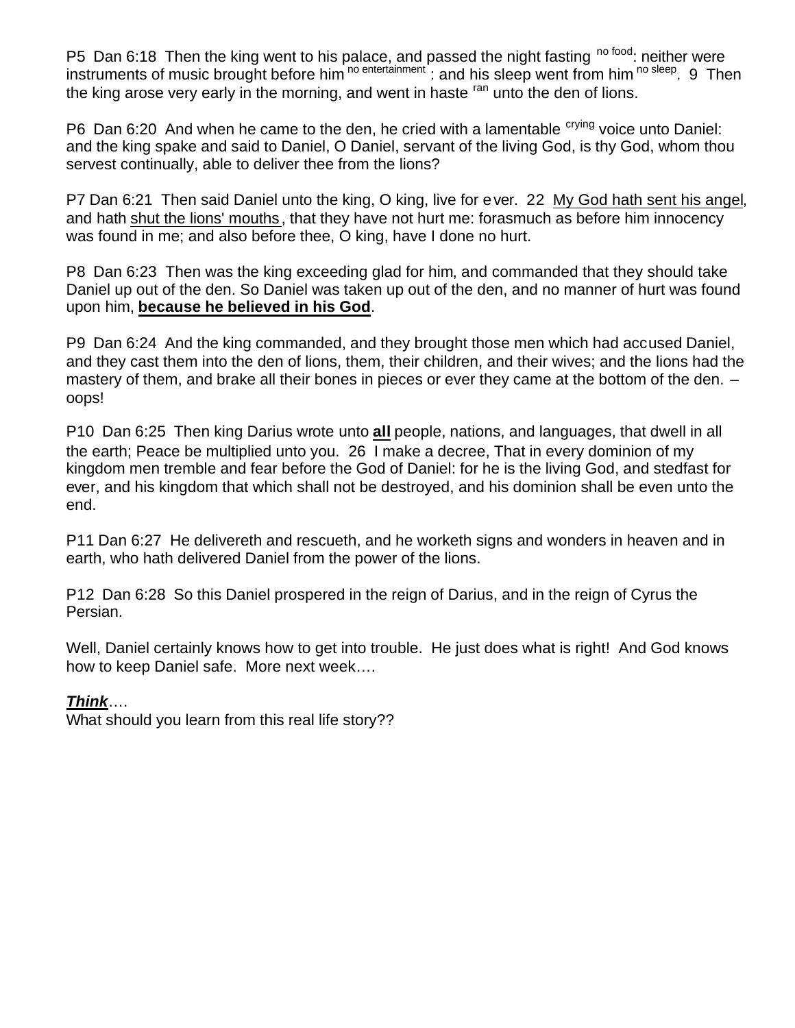P5 Dan 6:18 Then the king went to his palace, and passed the night fasting [no food]: neither were instruments of music brought before him [no entertainment] : and his sleep went from him [no sleep]. 9 Then the king arose very early in the morning, and went in haste [ran] unto the den of lions.

P6 Dan 6:20 And when he came to the den, he cried with a lamentable [crying] voice unto Daniel: and the king spake and said to Daniel, O Daniel, servant of the living God, is thy God, whom thou servest continually, able to deliver thee from the lions?

P7 Dan 6:21 Then said Daniel unto the king, O king, live for ever. 22 <u>My God hath sent his angel</u>, and hath <u>shut the lions' mouths</u>, that they have not hurt me: forasmuch as before him innocency was found in me; and also before thee, O king, have I done no hurt.

P8 Dan 6:23 Then was the king exceeding glad for him, and commanded that they should take Daniel up out of the den. So Daniel was taken up out of the den, and no manner of hurt was found upon him, **<u>because he believed in his God</u>**.

P9 Dan 6:24 And the king commanded, and they brought those men which had accused Daniel, and they cast them into the den of lions, them, their children, and their wives; and the lions had the mastery of them, and brake all their bones in pieces or ever they came at the bottom of the den. – oops!

P10 Dan 6:25 Then king Darius wrote unto **<u>all</u>** people, nations, and languages, that dwell in all the earth; Peace be multiplied unto you. 26 I make a decree, That in every dominion of my kingdom men tremble and fear before the God of Daniel: for he is the living God, and stedfast for ever, and his kingdom that which shall not be destroyed, and his dominion shall be even unto the end.

P11 Dan 6:27 He delivereth and rescueth, and he worketh signs and wonders in heaven and in earth, who hath delivered Daniel from the power of the lions.

P12 Dan 6:28 So this Daniel prospered in the reign of Darius, and in the reign of Cyrus the Persian.

Well, Daniel certainly knows how to get into trouble. He just does what is right! And God knows how to keep Daniel safe. More next week….

***<u>Think</u>***….
What should you learn from this real life story??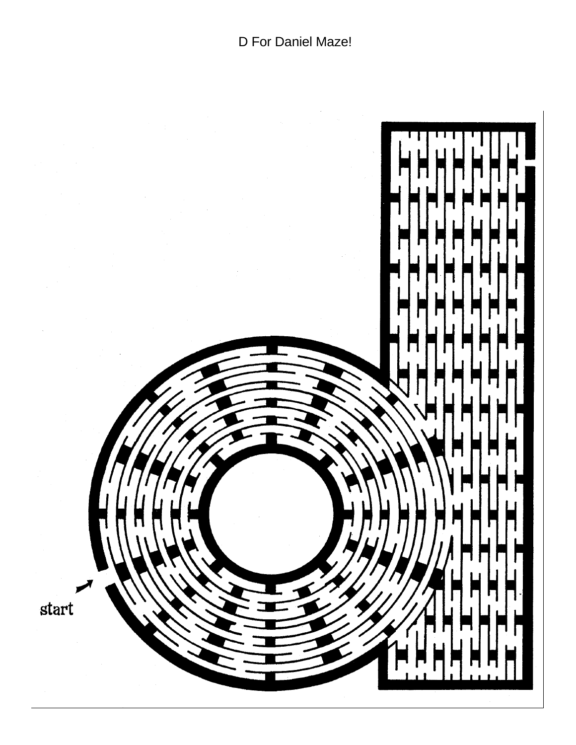D For Daniel Maze!

start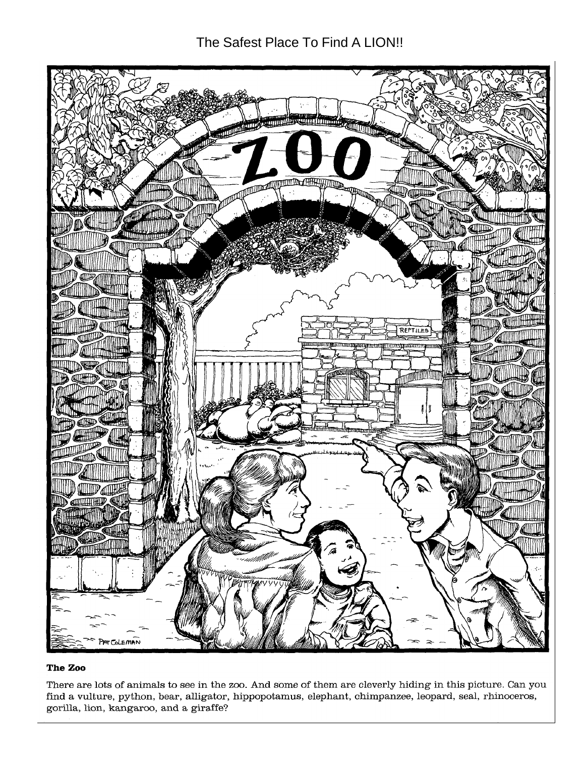The Safest Place To Find A LION!!

**The Zoo**

There are lots of animals to see in the zoo. And some of them are cleverly hiding in this picture. Can you find a vulture, python, bear, alligator, hippopotamus, elephant, chimpanzee, leopard, seal, rhinoceros, gorilla, lion, kangaroo, and a giraffe?